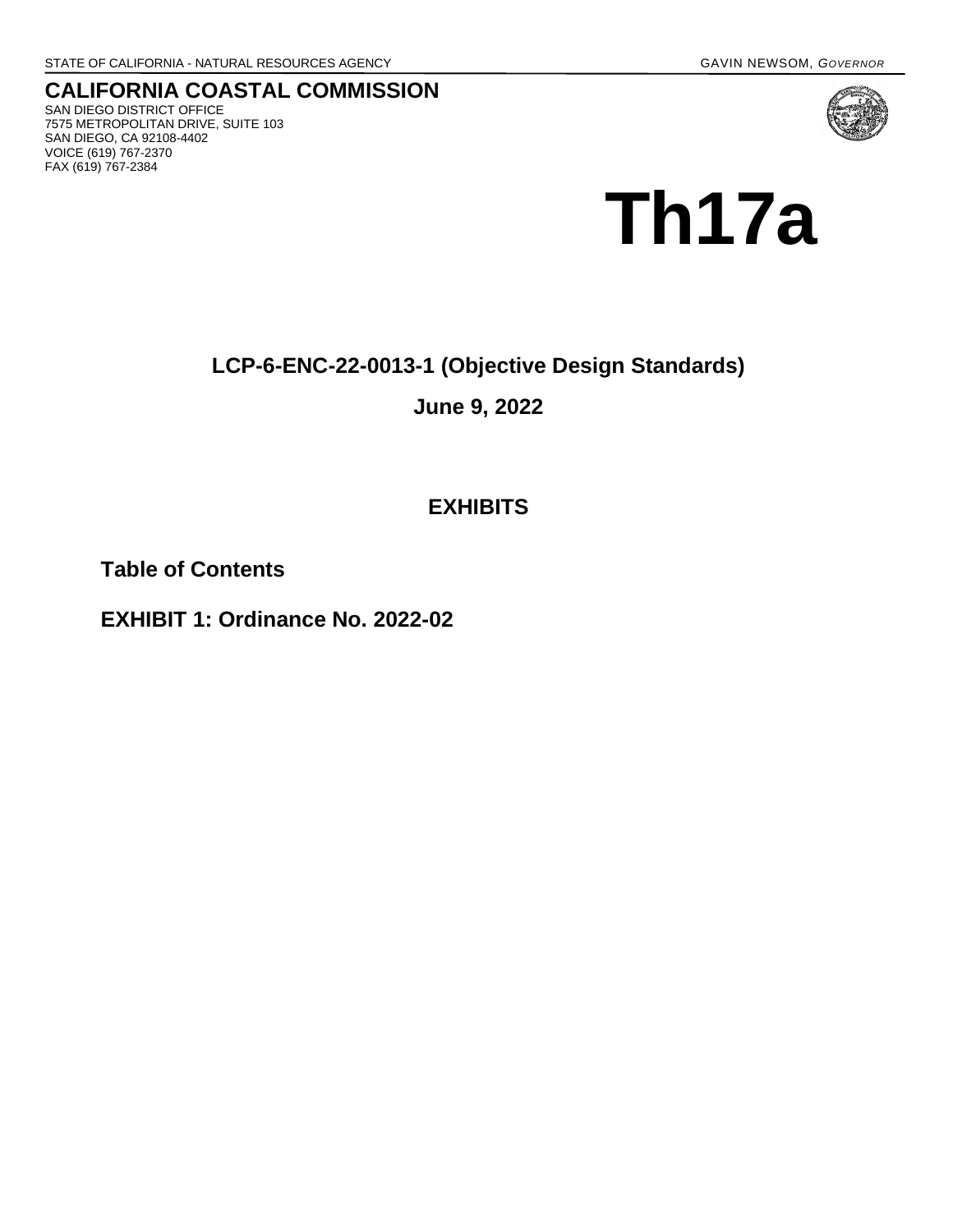STATE OF CALIFORNIA - NATURAL RESOURCES AGENCY GAVIN NEWSOM, *GOVERNOR*

## CALIFORNIA COASTAL COMMISSION

SAN DIEGO DISTRICT OFFICE
7575 METROPOLITAN DRIVE, SUITE 103
SAN DIEGO, CA 92108-4402
VOICE (619) 767-2370
FAX (619) 767-2384

# Th17a

### LCP-6-ENC-22-0013-1 (Objective Design Standards)

### June 9, 2022

## EXHIBITS

### Table of Contents

### EXHIBIT 1: Ordinance No. 2022-02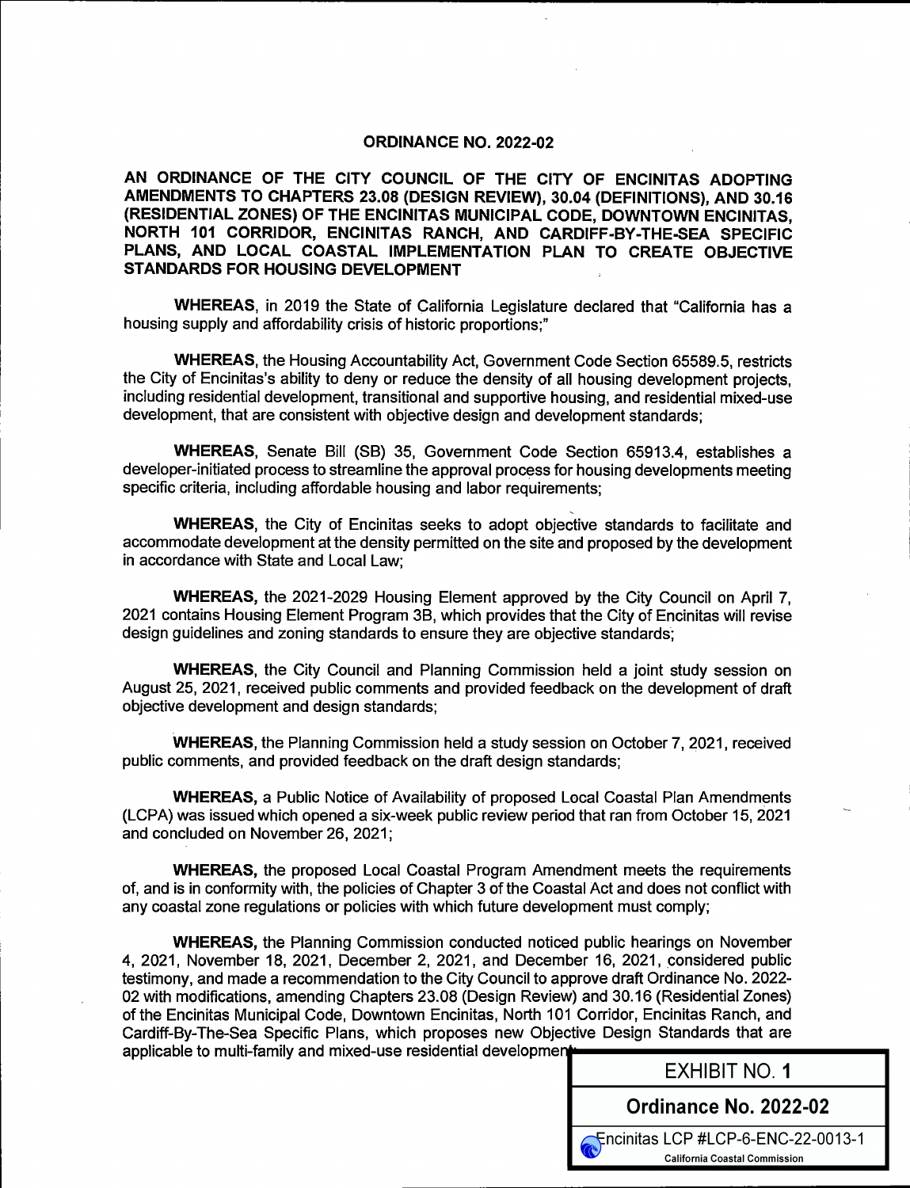**ORDINANCE NO. 2022-02**

**AN ORDINANCE OF THE CITY COUNCIL OF THE CITY OF ENCINITAS ADOPTING AMENDMENTS TO CHAPTERS 23.08 (DESIGN REVIEW), 30.04 (DEFINITIONS), AND 30.16 (RESIDENTIAL ZONES) OF THE ENCINITAS MUNICIPAL CODE, DOWNTOWN ENCINITAS, NORTH 101 CORRIDOR, ENCINITAS RANCH, AND CARDIFF-BY-THE-SEA SPECIFIC PLANS, AND LOCAL COASTAL IMPLEMENTATION PLAN TO CREATE OBJECTIVE STANDARDS FOR HOUSING DEVELOPMENT**

**WHEREAS**, in 2019 the State of California Legislature declared that "California has a housing supply and affordability crisis of historic proportions;"

**WHEREAS**, the Housing Accountability Act, Government Code Section 65589.5, restricts the City of Encinitas's ability to deny or reduce the density of all housing development projects, including residential development, transitional and supportive housing, and residential mixed-use development, that are consistent with objective design and development standards;

**WHEREAS**, Senate Bill (SB) 35, Government Code Section 65913.4, establishes a developer-initiated process to streamline the approval process for housing developments meeting specific criteria, including affordable housing and labor requirements;

**WHEREAS**, the City of Encinitas seeks to adopt objective standards to facilitate and accommodate development at the density permitted on the site and proposed by the development in accordance with State and Local Law;

**WHEREAS**, the 2021-2029 Housing Element approved by the City Council on April 7, 2021 contains Housing Element Program 3B, which provides that the City of Encinitas will revise design guidelines and zoning standards to ensure they are objective standards;

**WHEREAS**, the City Council and Planning Commission held a joint study session on August 25, 2021, received public comments and provided feedback on the development of draft objective development and design standards;

**WHEREAS**, the Planning Commission held a study session on October 7, 2021, received public comments, and provided feedback on the draft design standards;

**WHEREAS**, a Public Notice of Availability of proposed Local Coastal Plan Amendments (LCPA) was issued which opened a six-week public review period that ran from October 15, 2021 and concluded on November 26, 2021;

**WHEREAS**, the proposed Local Coastal Program Amendment meets the requirements of, and is in conformity with, the policies of Chapter 3 of the Coastal Act and does not conflict with any coastal zone regulations or policies with which future development must comply;

**WHEREAS**, the Planning Commission conducted noticed public hearings on November 4, 2021, November 18, 2021, December 2, 2021, and December 16, 2021, considered public testimony, and made a recommendation to the City Council to approve draft Ordinance No. 2022-02 with modifications, amending Chapters 23.08 (Design Review) and 30.16 (Residential Zones) of the Encinitas Municipal Code, Downtown Encinitas, North 101 Corridor, Encinitas Ranch, and Cardiff-By-The-Sea Specific Plans, which proposes new Objective Design Standards that are applicable to multi-family and mixed-use residential development;

EXHIBIT NO. 1

Ordinance No. 2022-02

Encinitas LCP #LCP-6-ENC-22-0013-1

California Coastal Commission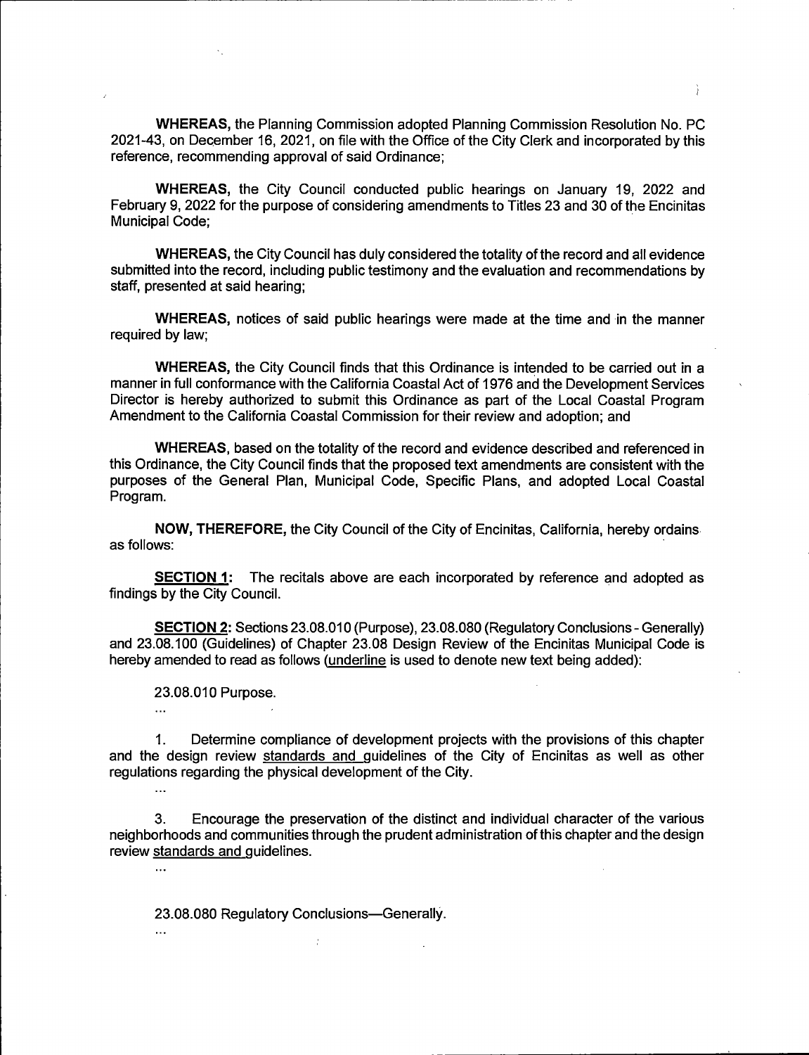**WHEREAS,** the Planning Commission adopted Planning Commission Resolution No. PC 2021-43, on December 16, 2021, on file with the Office of the City Clerk and incorporated by this reference, recommending approval of said Ordinance;

**WHEREAS,** the City Council conducted public hearings on January 19, 2022 and February 9, 2022 for the purpose of considering amendments to Titles 23 and 30 of the Encinitas Municipal Code;

**WHEREAS,** the City Council has duly considered the totality of the record and all evidence submitted into the record, including public testimony and the evaluation and recommendations by staff, presented at said hearing;

**WHEREAS,** notices of said public hearings were made at the time and in the manner required by law;

**WHEREAS,** the City Council finds that this Ordinance is intended to be carried out in a manner in full conformance with the California Coastal Act of 1976 and the Development Services Director is hereby authorized to submit this Ordinance as part of the Local Coastal Program Amendment to the California Coastal Commission for their review and adoption; and

**WHEREAS,** based on the totality of the record and evidence described and referenced in this Ordinance, the City Council finds that the proposed text amendments are consistent with the purposes of the General Plan, Municipal Code, Specific Plans, and adopted Local Coastal Program.

**NOW, THEREFORE,** the City Council of the City of Encinitas, California, hereby ordains as follows:

**<u>SECTION 1</u>:** The recitals above are each incorporated by reference and adopted as findings by the City Council.

**<u>SECTION 2</u>:** Sections 23.08.010 (Purpose), 23.08.080 (Regulatory Conclusions - Generally) and 23.08.100 (Guidelines) of Chapter 23.08 Design Review of the Encinitas Municipal Code is hereby amended to read as follows (<u>underline</u> is used to denote new text being added):

23.08.010 Purpose.

...

1. Determine compliance of development projects with the provisions of this chapter and the design review <u>standards and</u> guidelines of the City of Encinitas as well as other regulations regarding the physical development of the City.

...

3. Encourage the preservation of the distinct and individual character of the various neighborhoods and communities through the prudent administration of this chapter and the design review <u>standards and</u> guidelines.

...

23.08.080 Regulatory Conclusions—Generally.

...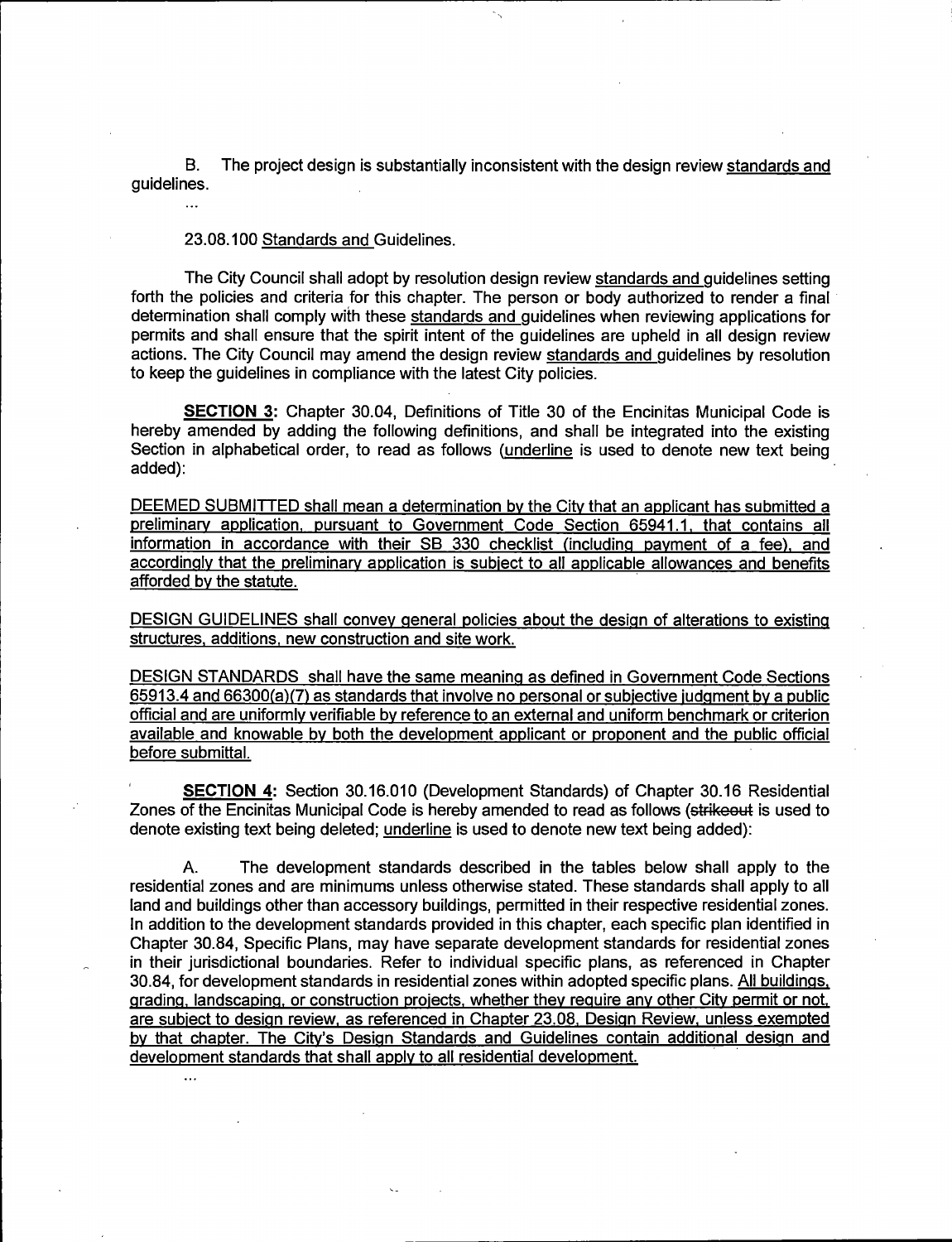B. The project design is substantially inconsistent with the design review standards and guidelines.

...

23.08.100 Standards and Guidelines.

The City Council shall adopt by resolution design review standards and guidelines setting forth the policies and criteria for this chapter. The person or body authorized to render a final determination shall comply with these standards and guidelines when reviewing applications for permits and shall ensure that the spirit intent of the guidelines are upheld in all design review actions. The City Council may amend the design review standards and guidelines by resolution to keep the guidelines in compliance with the latest City policies.

**SECTION 3:** Chapter 30.04, Definitions of Title 30 of the Encinitas Municipal Code is hereby amended by adding the following definitions, and shall be integrated into the existing Section in alphabetical order, to read as follows (underline is used to denote new text being added):

DEEMED SUBMITTED shall mean a determination by the City that an applicant has submitted a preliminary application, pursuant to Government Code Section 65941.1, that contains all information in accordance with their SB 330 checklist (including payment of a fee), and accordingly that the preliminary application is subject to all applicable allowances and benefits afforded by the statute.

DESIGN GUIDELINES shall convey general policies about the design of alterations to existing structures, additions, new construction and site work.

DESIGN STANDARDS shall have the same meaning as defined in Government Code Sections 65913.4 and 66300(a)(7) as standards that involve no personal or subjective judgment by a public official and are uniformly verifiable by reference to an external and uniform benchmark or criterion available and knowable by both the development applicant or proponent and the public official before submittal.

**SECTION 4:** Section 30.16.010 (Development Standards) of Chapter 30.16 Residential Zones of the Encinitas Municipal Code is hereby amended to read as follows (~~strikeout~~ is used to denote existing text being deleted; underline is used to denote new text being added):

A. The development standards described in the tables below shall apply to the residential zones and are minimums unless otherwise stated. These standards shall apply to all land and buildings other than accessory buildings, permitted in their respective residential zones. In addition to the development standards provided in this chapter, each specific plan identified in Chapter 30.84, Specific Plans, may have separate development standards for residential zones in their jurisdictional boundaries. Refer to individual specific plans, as referenced in Chapter 30.84, for development standards in residential zones within adopted specific plans. All buildings, grading, landscaping, or construction projects, whether they require any other City permit or not, are subject to design review, as referenced in Chapter 23.08, Design Review, unless exempted by that chapter. The City's Design Standards and Guidelines contain additional design and development standards that shall apply to all residential development.

...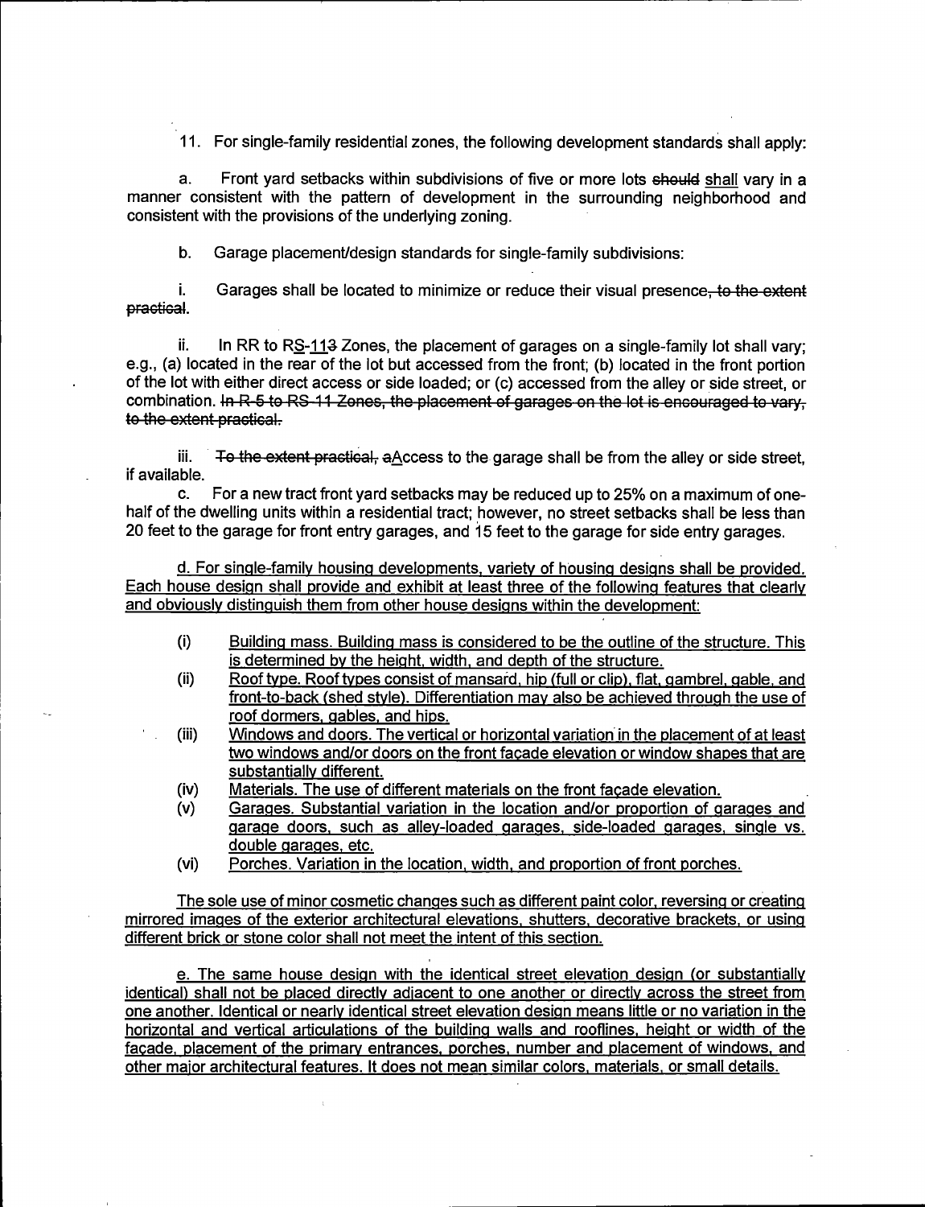11. For single-family residential zones, the following development standards shall apply:

a. Front yard setbacks within subdivisions of five or more lots ~~should~~ <u>shall</u> vary in a manner consistent with the pattern of development in the surrounding neighborhood and consistent with the provisions of the underlying zoning.

b. Garage placement/design standards for single-family subdivisions:

i. Garages shall be located to minimize or reduce their visual presence~~, to the extent practical~~.

ii. In RR to R<u>S</u>-1<u>1</u>~~3~~ Zones, the placement of garages on a single-family lot shall vary; e.g., (a) located in the rear of the lot but accessed from the front; (b) located in the front portion of the lot with either direct access or side loaded; or (c) accessed from the alley or side street, or combination. ~~In R-5 to RS-11 Zones, the placement of garages on the lot is encouraged to vary, to the extent practical.~~

iii. ~~To the extent practical, a~~<u>A</u>ccess to the garage shall be from the alley or side street, if available.

c. For a new tract front yard setbacks may be reduced up to 25% on a maximum of one-half of the dwelling units within a residential tract; however, no street setbacks shall be less than 20 feet to the garage for front entry garages, and 15 feet to the garage for side entry garages.

<u>d. For single-family housing developments, variety of housing designs shall be provided. Each house design shall provide and exhibit at least three of the following features that clearly and obviously distinguish them from other house designs within the development:</u>

- (i) <u>Building mass. Building mass is considered to be the outline of the structure. This is determined by the height, width, and depth of the structure.</u>
- (ii) <u>Roof type. Roof types consist of mansard, hip (full or clip), flat, gambrel, gable, and front-to-back (shed style). Differentiation may also be achieved through the use of roof dormers, gables, and hips.</u>
- (iii) <u>Windows and doors. The vertical or horizontal variation in the placement of at least two windows and/or doors on the front façade elevation or window shapes that are substantially different.</u>
- (iv) <u>Materials. The use of different materials on the front façade elevation.</u>
- (v) <u>Garages. Substantial variation in the location and/or proportion of garages and garage doors, such as alley-loaded garages, side-loaded garages, single vs. double garages, etc.</u>
- (vi) <u>Porches. Variation in the location, width, and proportion of front porches.</u>

<u>The sole use of minor cosmetic changes such as different paint color, reversing or creating mirrored images of the exterior architectural elevations, shutters, decorative brackets, or using different brick or stone color shall not meet the intent of this section.</u>

<u>e. The same house design with the identical street elevation design (or substantially identical) shall not be placed directly adjacent to one another or directly across the street from one another. Identical or nearly identical street elevation design means little or no variation in the horizontal and vertical articulations of the building walls and rooflines, height or width of the façade, placement of the primary entrances, porches, number and placement of windows, and other major architectural features. It does not mean similar colors, materials, or small details.</u>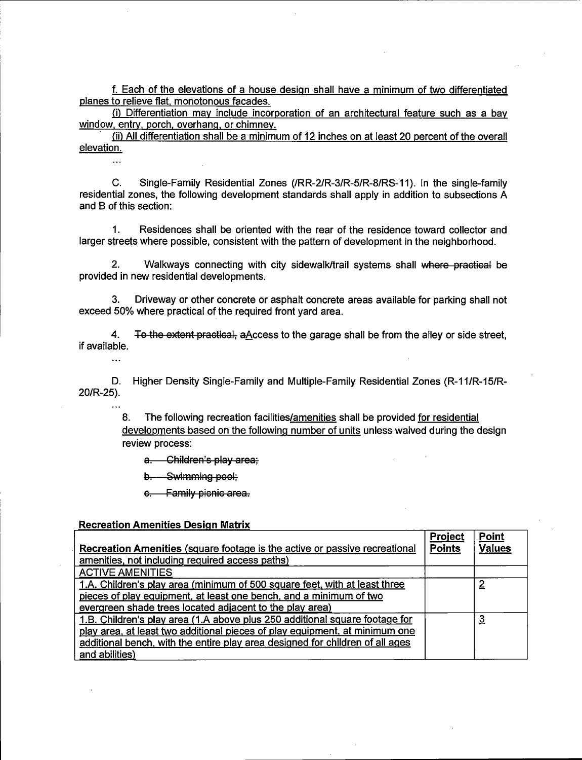f. Each of the elevations of a house design shall have a minimum of two differentiated planes to relieve flat, monotonous facades.

(i) Differentiation may include incorporation of an architectural feature such as a bay window, entry, porch, overhang, or chimney.

(ii) All differentiation shall be a minimum of 12 inches on at least 20 percent of the overall elevation.

...

C. Single-Family Residential Zones (/RR-2/R-3/R-5/R-8/RS-11). In the single-family residential zones, the following development standards shall apply in addition to subsections A and B of this section:

1. Residences shall be oriented with the rear of the residence toward collector and larger streets where possible, consistent with the pattern of development in the neighborhood.

2. Walkways connecting with city sidewalk/trail systems shall ~~where practical~~ be provided in new residential developments.

3. Driveway or other concrete or asphalt concrete areas available for parking shall not exceed 50% where practical of the required front yard area.

4. ~~To the extent practical, a~~Access to the garage shall be from the alley or side street, if available.

...

D. Higher Density Single-Family and Multiple-Family Residential Zones (R-11/R-15/R-20/R-25).

...

8. The following recreation facilities/amenities shall be provided for residential developments based on the following number of units unless waived during the design review process:

~~a. Children's play area;~~

~~b. Swimming pool;~~

~~c. Family picnic area.~~

**Recreation Amenities Design Matrix**

| **Recreation Amenities** (square footage is the active or passive recreational amenities, not including required access paths) | **Project Points** | **Point Values** |
|---|---|---|
| ACTIVE AMENITIES | | |
| 1.A. Children's play area (minimum of 500 square feet, with at least three pieces of play equipment, at least one bench, and a minimum of two evergreen shade trees located adjacent to the play area) | | 2 |
| 1.B. Children's play area (1.A above plus 250 additional square footage for play area, at least two additional pieces of play equipment, at minimum one additional bench, with the entire play area designed for children of all ages and abilities) | | 3 |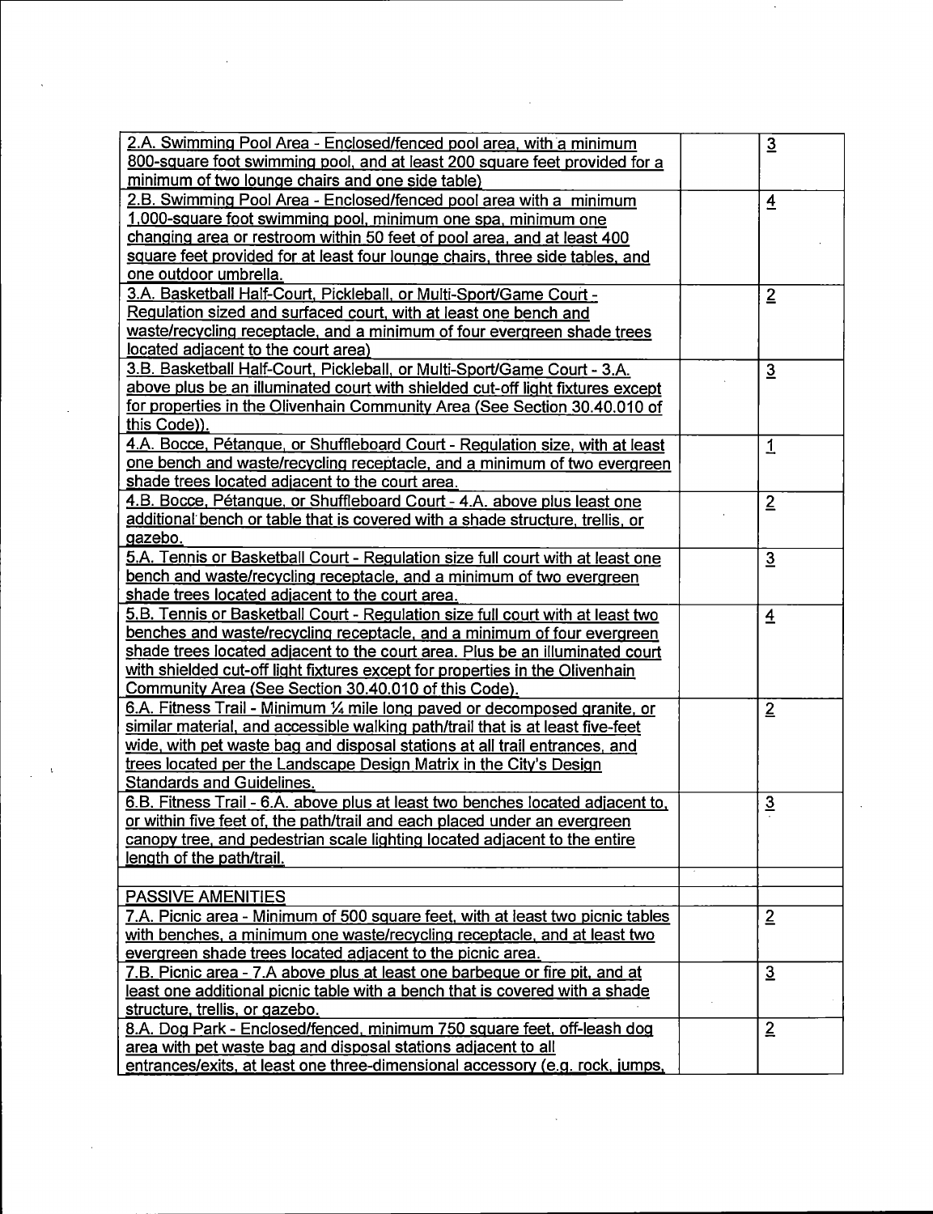| | | |
|---|---|---|
| 2.A. Swimming Pool Area - Enclosed/fenced pool area, with a minimum 800-square foot swimming pool, and at least 200 square feet provided for a minimum of two lounge chairs and one side table) | | 3 |
| 2.B. Swimming Pool Area - Enclosed/fenced pool area with a minimum 1,000-square foot swimming pool, minimum one spa, minimum one changing area or restroom within 50 feet of pool area, and at least 400 square feet provided for at least four lounge chairs, three side tables, and one outdoor umbrella. | | 4 |
| 3.A. Basketball Half-Court, Pickleball, or Multi-Sport/Game Court - Regulation sized and surfaced court, with at least one bench and waste/recycling receptacle, and a minimum of four evergreen shade trees located adjacent to the court area) | | 2 |
| 3.B. Basketball Half-Court, Pickleball, or Multi-Sport/Game Court - 3.A. above plus be an illuminated court with shielded cut-off light fixtures except for properties in the Olivenhain Community Area (See Section 30.40.010 of this Code)). | | 3 |
| 4.A. Bocce, Pétanque, or Shuffleboard Court - Regulation size, with at least one bench and waste/recycling receptacle, and a minimum of two evergreen shade trees located adjacent to the court area. | | 1 |
| 4.B. Bocce, Pétanque, or Shuffleboard Court - 4.A. above plus least one additional bench or table that is covered with a shade structure, trellis, or gazebo. | | 2 |
| 5.A. Tennis or Basketball Court - Regulation size full court with at least one bench and waste/recycling receptacle, and a minimum of two evergreen shade trees located adjacent to the court area. | | 3 |
| 5.B. Tennis or Basketball Court - Regulation size full court with at least two benches and waste/recycling receptacle, and a minimum of four evergreen shade trees located adjacent to the court area. Plus be an illuminated court with shielded cut-off light fixtures except for properties in the Olivenhain Community Area (See Section 30.40.010 of this Code). | | 4 |
| 6.A. Fitness Trail - Minimum ¼ mile long paved or decomposed granite, or similar material, and accessible walking path/trail that is at least five-feet wide, with pet waste bag and disposal stations at all trail entrances, and trees located per the Landscape Design Matrix in the City's Design Standards and Guidelines. | | 2 |
| 6.B. Fitness Trail - 6.A. above plus at least two benches located adjacent to, or within five feet of, the path/trail and each placed under an evergreen canopy tree, and pedestrian scale lighting located adjacent to the entire length of the path/trail. | | 3 |
| | | |
| PASSIVE AMENITIES | | |
| 7.A. Picnic area - Minimum of 500 square feet, with at least two picnic tables with benches, a minimum one waste/recycling receptacle, and at least two evergreen shade trees located adjacent to the picnic area. | | 2 |
| 7.B. Picnic area - 7.A above plus at least one barbeque or fire pit, and at least one additional picnic table with a bench that is covered with a shade structure, trellis, or gazebo. | | 3 |
| 8.A. Dog Park - Enclosed/fenced, minimum 750 square feet, off-leash dog area with pet waste bag and disposal stations adjacent to all entrances/exits, at least one three-dimensional accessory (e.g. rock, jumps, | | 2 |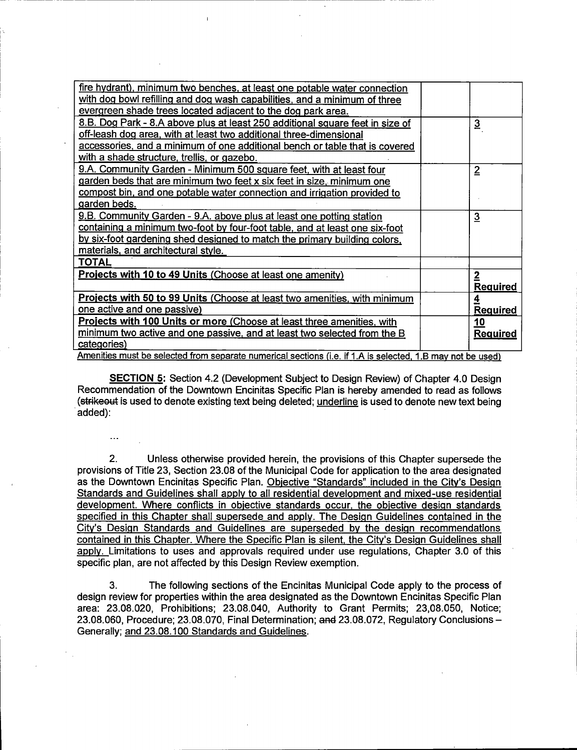| | | |
|---|---|---|
| fire hydrant), minimum two benches, at least one potable water connection with dog bowl refilling and dog wash capabilities, and a minimum of three evergreen shade trees located adjacent to the dog park area. | | |
| 8.B. Dog Park - 8.A above plus at least 250 additional square feet in size of off-leash dog area, with at least two additional three-dimensional accessories, and a minimum of one additional bench or table that is covered with a shade structure, trellis, or gazebo. | | 3 |
| 9.A. Community Garden - Minimum 500 square feet, with at least four garden beds that are minimum two feet x six feet in size, minimum one compost bin, and one potable water connection and irrigation provided to garden beds. | | 2 |
| 9.B. Community Garden - 9.A. above plus at least one potting station containing a minimum two-foot by four-foot table, and at least one six-foot by six-foot gardening shed designed to match the primary building colors, materials, and architectural style. | | 3 |
| **TOTAL** | | |
| **Projects with 10 to 49 Units** (Choose at least one amenity) | | **2 Required** |
| **Projects with 50 to 99 Units** (Choose at least two amenities, with minimum one active and one passive) | | **4 Required** |
| **Projects with 100 Units or more** (Choose at least three amenities, with minimum two active and one passive, and at least two selected from the B categories) | | **10 Required** |

Amenities must be selected from separate numerical sections (i.e. if 1.A is selected, 1.B may not be used)

**SECTION 5:** Section 4.2 (Development Subject to Design Review) of Chapter 4.0 Design Recommendation of the Downtown Encinitas Specific Plan is hereby amended to read as follows (~~strikeout~~ is used to denote existing text being deleted; underline is used to denote new text being added):

...

2. Unless otherwise provided herein, the provisions of this Chapter supersede the provisions of Title 23, Section 23.08 of the Municipal Code for application to the area designated as the Downtown Encinitas Specific Plan. Objective "Standards" included in the City's Design Standards and Guidelines shall apply to all residential development and mixed-use residential development. Where conflicts in objective standards occur, the objective design standards specified in this Chapter shall supersede and apply. The Design Guidelines contained in the City's Design Standards and Guidelines are superseded by the design recommendations contained in this Chapter. Where the Specific Plan is silent, the City's Design Guidelines shall apply. Limitations to uses and approvals required under use regulations, Chapter 3.0 of this specific plan, are not affected by this Design Review exemption.

3. The following sections of the Encinitas Municipal Code apply to the process of design review for properties within the area designated as the Downtown Encinitas Specific Plan area: 23.08.020, Prohibitions; 23.08.040, Authority to Grant Permits; 23,08.050, Notice; 23.08.060, Procedure; 23.08.070, Final Determination; ~~and~~ 23.08.072, Regulatory Conclusions – Generally; and 23.08.100 Standards and Guidelines.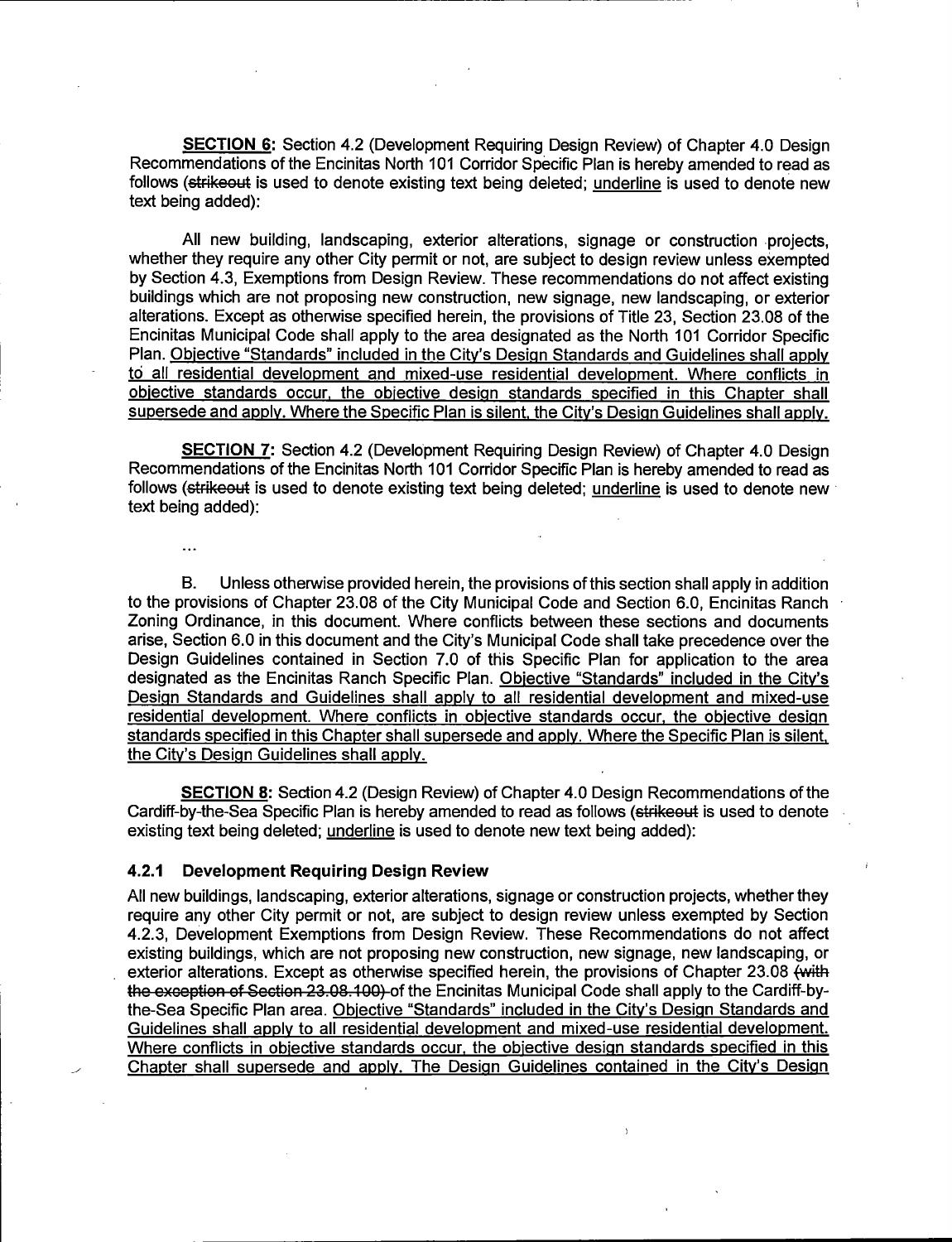**SECTION 6:** Section 4.2 (Development Requiring Design Review) of Chapter 4.0 Design Recommendations of the Encinitas North 101 Corridor Specific Plan is hereby amended to read as follows (~~strikeout~~ is used to denote existing text being deleted; <u>underline</u> is used to denote new text being added):

All new building, landscaping, exterior alterations, signage or construction projects, whether they require any other City permit or not, are subject to design review unless exempted by Section 4.3, Exemptions from Design Review. These recommendations do not affect existing buildings which are not proposing new construction, new signage, new landscaping, or exterior alterations. Except as otherwise specified herein, the provisions of Title 23, Section 23.08 of the Encinitas Municipal Code shall apply to the area designated as the North 101 Corridor Specific Plan. <u>Objective "Standards" included in the City's Design Standards and Guidelines shall apply to all residential development and mixed-use residential development. Where conflicts in objective standards occur, the objective design standards specified in this Chapter shall supersede and apply. Where the Specific Plan is silent, the City's Design Guidelines shall apply.</u>

**SECTION 7:** Section 4.2 (Development Requiring Design Review) of Chapter 4.0 Design Recommendations of the Encinitas North 101 Corridor Specific Plan is hereby amended to read as follows (~~strikeout~~ is used to denote existing text being deleted; <u>underline</u> is used to denote new text being added):

...

B. Unless otherwise provided herein, the provisions of this section shall apply in addition to the provisions of Chapter 23.08 of the City Municipal Code and Section 6.0, Encinitas Ranch Zoning Ordinance, in this document. Where conflicts between these sections and documents arise, Section 6.0 in this document and the City's Municipal Code shall take precedence over the Design Guidelines contained in Section 7.0 of this Specific Plan for application to the area designated as the Encinitas Ranch Specific Plan. <u>Objective "Standards" included in the City's Design Standards and Guidelines shall apply to all residential development and mixed-use residential development. Where conflicts in objective standards occur, the objective design standards specified in this Chapter shall supersede and apply. Where the Specific Plan is silent, the City's Design Guidelines shall apply.</u>

**SECTION 8:** Section 4.2 (Design Review) of Chapter 4.0 Design Recommendations of the Cardiff-by-the-Sea Specific Plan is hereby amended to read as follows (~~strikeout~~ is used to denote existing text being deleted; <u>underline</u> is used to denote new text being added):

### 4.2.1 Development Requiring Design Review

All new buildings, landscaping, exterior alterations, signage or construction projects, whether they require any other City permit or not, are subject to design review unless exempted by Section 4.2.3, Development Exemptions from Design Review. These Recommendations do not affect existing buildings, which are not proposing new construction, new signage, new landscaping, or exterior alterations. Except as otherwise specified herein, the provisions of Chapter 23.08 ~~(with the exception of Section 23.08.100)~~ of the Encinitas Municipal Code shall apply to the Cardiff-by-the-Sea Specific Plan area. <u>Objective "Standards" included in the City's Design Standards and Guidelines shall apply to all residential development and mixed-use residential development. Where conflicts in objective standards occur, the objective design standards specified in this Chapter shall supersede and apply. The Design Guidelines contained in the City's Design</u>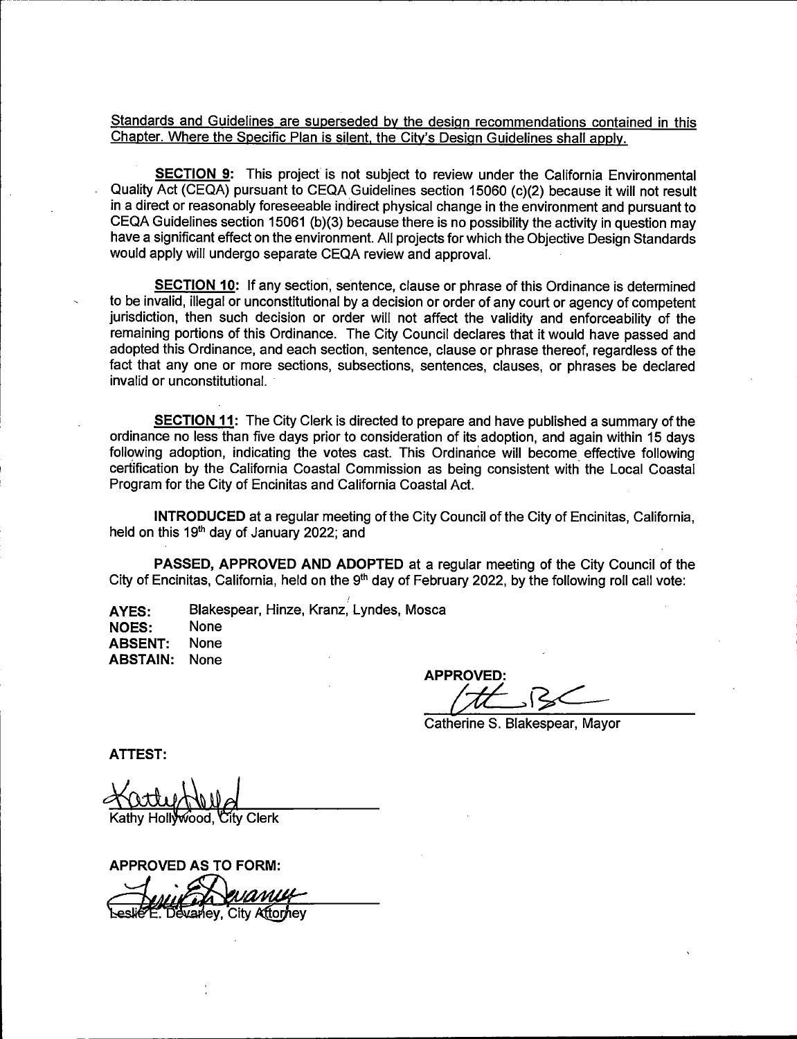Standards and Guidelines are superseded by the design recommendations contained in this Chapter. Where the Specific Plan is silent, the City's Design Guidelines shall apply.

**SECTION 9:** This project is not subject to review under the California Environmental Quality Act (CEQA) pursuant to CEQA Guidelines section 15060 (c)(2) because it will not result in a direct or reasonably foreseeable indirect physical change in the environment and pursuant to CEQA Guidelines section 15061 (b)(3) because there is no possibility the activity in question may have a significant effect on the environment. All projects for which the Objective Design Standards would apply will undergo separate CEQA review and approval.

**SECTION 10:** If any section, sentence, clause or phrase of this Ordinance is determined to be invalid, illegal or unconstitutional by a decision or order of any court or agency of competent jurisdiction, then such decision or order will not affect the validity and enforceability of the remaining portions of this Ordinance. The City Council declares that it would have passed and adopted this Ordinance, and each section, sentence, clause or phrase thereof, regardless of the fact that any one or more sections, subsections, sentences, clauses, or phrases be declared invalid or unconstitutional.

**SECTION 11:** The City Clerk is directed to prepare and have published a summary of the ordinance no less than five days prior to consideration of its adoption, and again within 15 days following adoption, indicating the votes cast. This Ordinance will become effective following certification by the California Coastal Commission as being consistent with the Local Coastal Program for the City of Encinitas and California Coastal Act.

**INTRODUCED** at a regular meeting of the City Council of the City of Encinitas, California, held on this 19th day of January 2022; and

**PASSED, APPROVED AND ADOPTED** at a regular meeting of the City Council of the City of Encinitas, California, held on the 9th day of February 2022, by the following roll call vote:

**AYES:** Blakespear, Hinze, Kranz, Lyndes, Mosca
**NOES:** None
**ABSENT:** None
**ABSTAIN:** None

**APPROVED:**

Catherine S. Blakespear, Mayor

**ATTEST:**

Kathy Hollywood, City Clerk

**APPROVED AS TO FORM:**

Leslie E. Devaney, City Attorney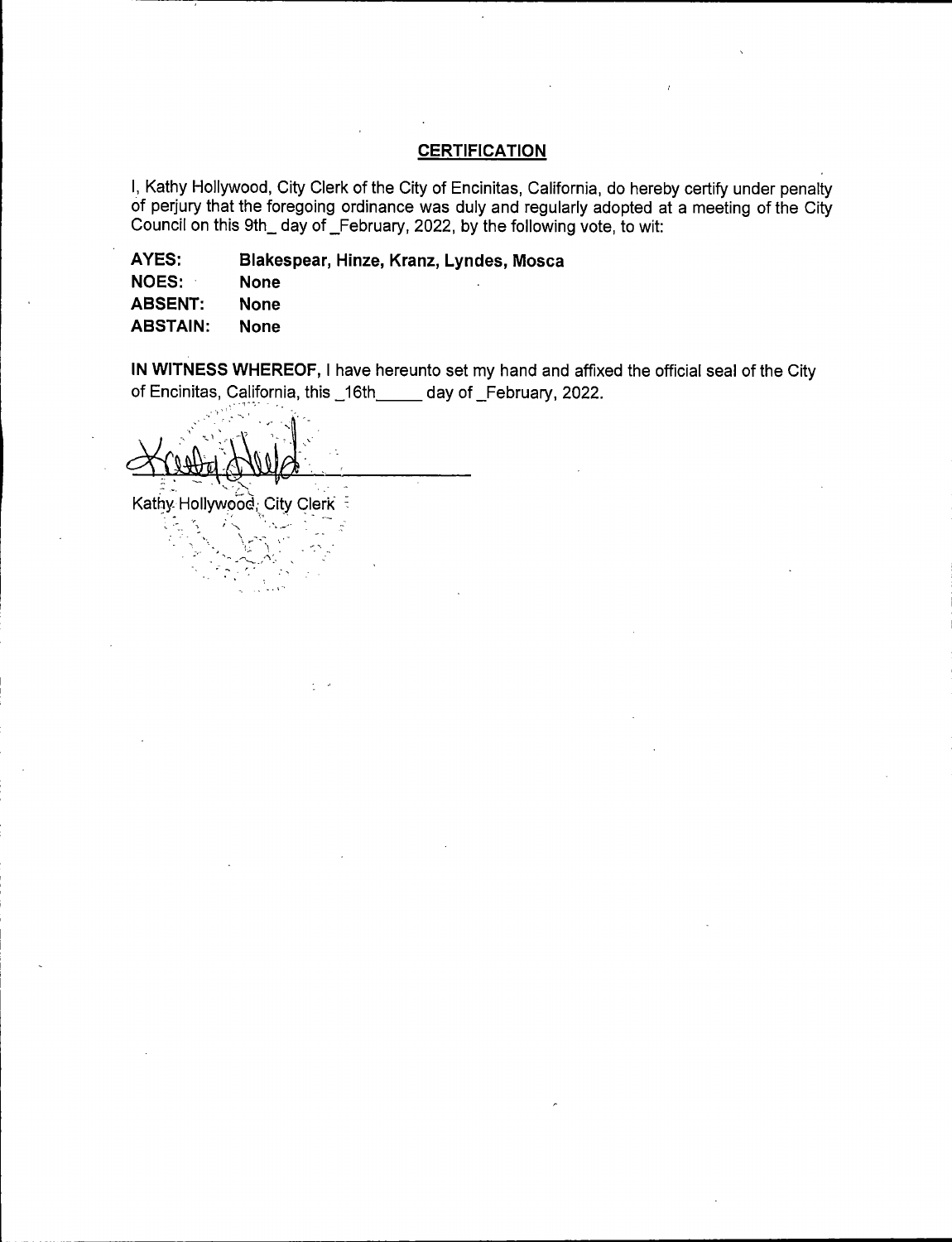## CERTIFICATION

I, Kathy Hollywood, City Clerk of the City of Encinitas, California, do hereby certify under penalty of perjury that the foregoing ordinance was duly and regularly adopted at a meeting of the City Council on this 9th_ day of _February, 2022, by the following vote, to wit:

| | |
|---|---|
| **AYES:** | **Blakespear, Hinze, Kranz, Lyndes, Mosca** |
| **NOES:** | **None** |
| **ABSENT:** | **None** |
| **ABSTAIN:** | **None** |

**IN WITNESS WHEREOF,** I have hereunto set my hand and affixed the official seal of the City of Encinitas, California, this _16th_____ day of _February, 2022.

Kathy Hollywood, City Clerk